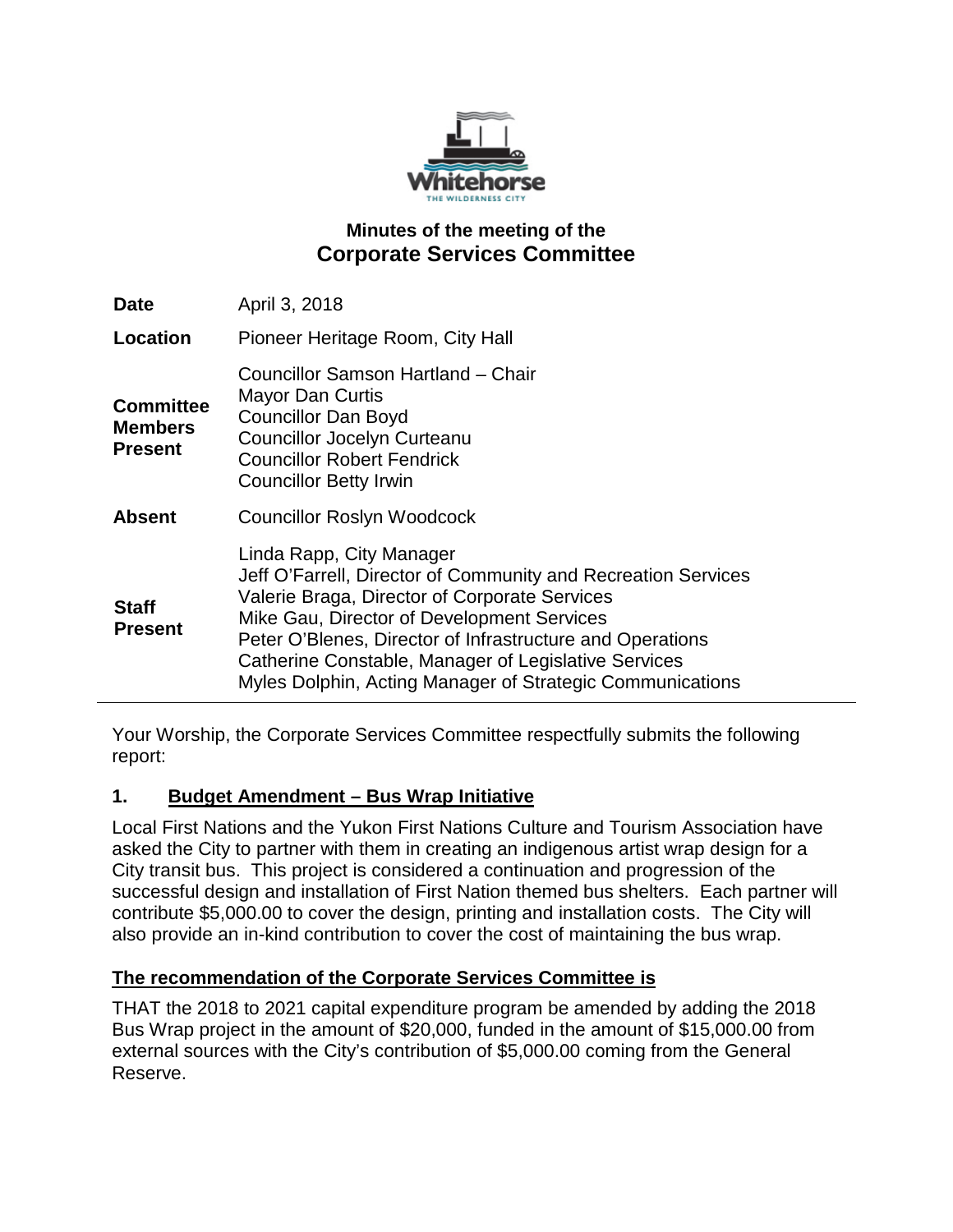# Minutes of the meeting of the
## Corporate Services Committee

| | |
|---|---|
| **Date** | April 3, 2018 |
| **Location** | Pioneer Heritage Room, City Hall |
| **Committee Members Present** | Councillor Samson Hartland – Chair<br>Mayor Dan Curtis<br>Councillor Dan Boyd<br>Councillor Jocelyn Curteanu<br>Councillor Robert Fendrick<br>Councillor Betty Irwin |
| **Absent** | Councillor Roslyn Woodcock |
| **Staff Present** | Linda Rapp, City Manager<br>Jeff O'Farrell, Director of Community and Recreation Services<br>Valerie Braga, Director of Corporate Services<br>Mike Gau, Director of Development Services<br>Peter O'Blenes, Director of Infrastructure and Operations<br>Catherine Constable, Manager of Legislative Services<br>Myles Dolphin, Acting Manager of Strategic Communications |

Your Worship, the Corporate Services Committee respectfully submits the following report:

### 1. Budget Amendment – Bus Wrap Initiative

Local First Nations and the Yukon First Nations Culture and Tourism Association have asked the City to partner with them in creating an indigenous artist wrap design for a City transit bus. This project is considered a continuation and progression of the successful design and installation of First Nation themed bus shelters. Each partner will contribute $5,000.00 to cover the design, printing and installation costs. The City will also provide an in-kind contribution to cover the cost of maintaining the bus wrap.

**The recommendation of the Corporate Services Committee is**

THAT the 2018 to 2021 capital expenditure program be amended by adding the 2018 Bus Wrap project in the amount of $20,000, funded in the amount of $15,000.00 from external sources with the City's contribution of $5,000.00 coming from the General Reserve.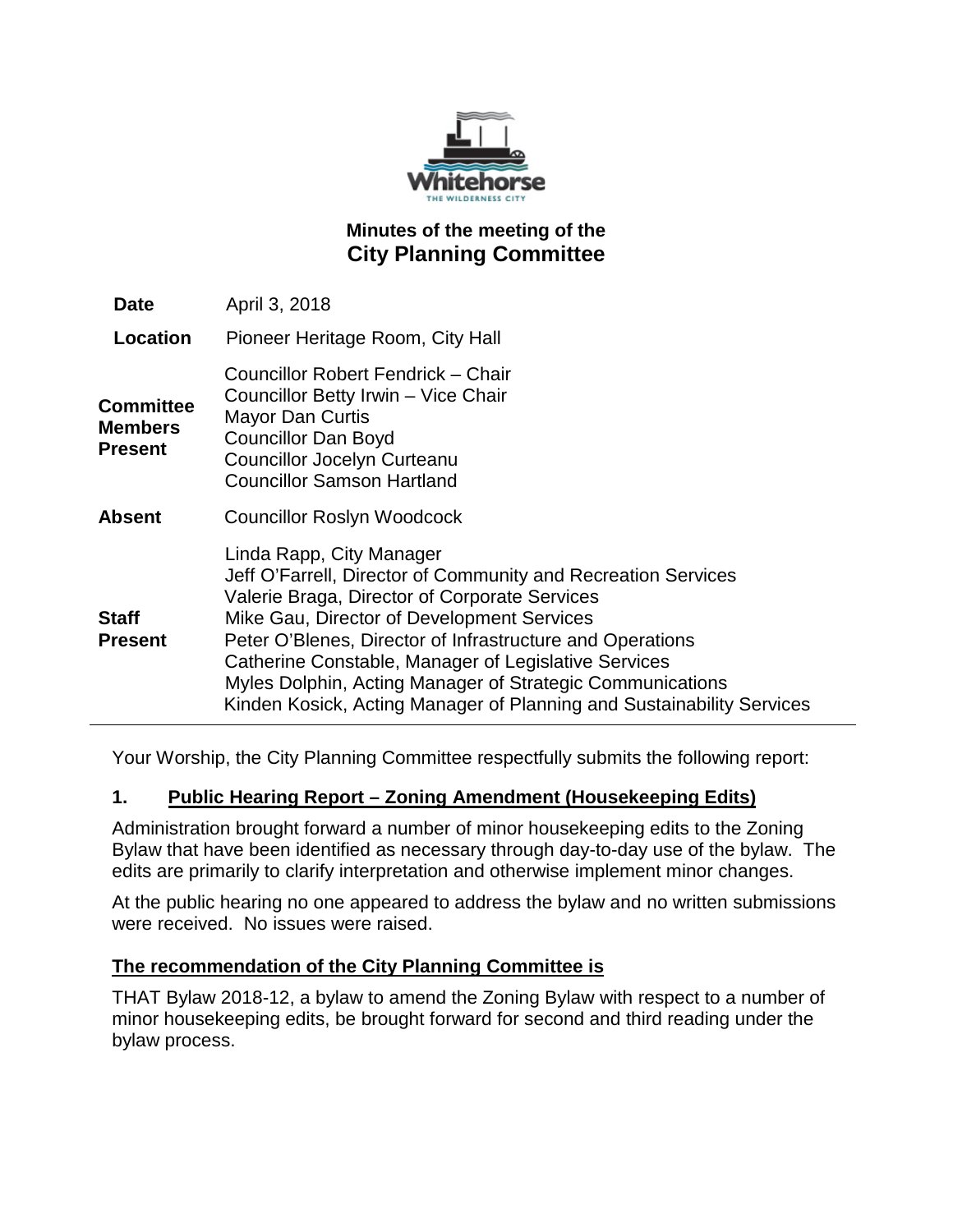# Minutes of the meeting of the City Planning Committee

| | |
|---|---|
| **Date** | April 3, 2018 |
| **Location** | Pioneer Heritage Room, City Hall |
| **Committee Members Present** | Councillor Robert Fendrick – Chair<br>Councillor Betty Irwin – Vice Chair<br>Mayor Dan Curtis<br>Councillor Dan Boyd<br>Councillor Jocelyn Curteanu<br>Councillor Samson Hartland |
| **Absent** | Councillor Roslyn Woodcock |
| **Staff Present** | Linda Rapp, City Manager<br>Jeff O'Farrell, Director of Community and Recreation Services<br>Valerie Braga, Director of Corporate Services<br>Mike Gau, Director of Development Services<br>Peter O'Blenes, Director of Infrastructure and Operations<br>Catherine Constable, Manager of Legislative Services<br>Myles Dolphin, Acting Manager of Strategic Communications<br>Kinden Kosick, Acting Manager of Planning and Sustainability Services |

Your Worship, the City Planning Committee respectfully submits the following report:

## 1. Public Hearing Report – Zoning Amendment (Housekeeping Edits)

Administration brought forward a number of minor housekeeping edits to the Zoning Bylaw that have been identified as necessary through day-to-day use of the bylaw. The edits are primarily to clarify interpretation and otherwise implement minor changes.

At the public hearing no one appeared to address the bylaw and no written submissions were received. No issues were raised.

**The recommendation of the City Planning Committee is**

THAT Bylaw 2018-12, a bylaw to amend the Zoning Bylaw with respect to a number of minor housekeeping edits, be brought forward for second and third reading under the bylaw process.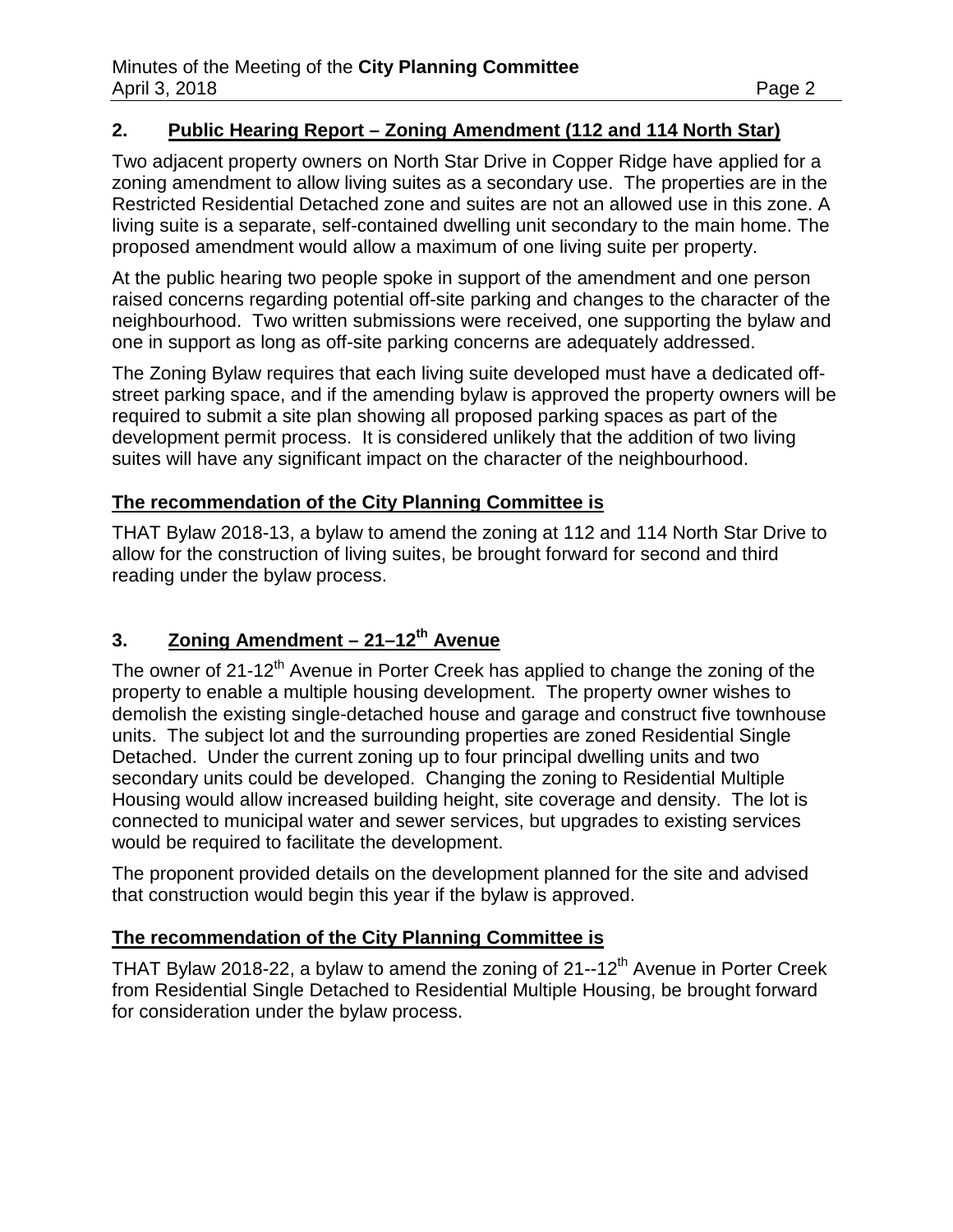## 2. Public Hearing Report – Zoning Amendment (112 and 114 North Star)

Two adjacent property owners on North Star Drive in Copper Ridge have applied for a zoning amendment to allow living suites as a secondary use. The properties are in the Restricted Residential Detached zone and suites are not an allowed use in this zone. A living suite is a separate, self-contained dwelling unit secondary to the main home. The proposed amendment would allow a maximum of one living suite per property.

At the public hearing two people spoke in support of the amendment and one person raised concerns regarding potential off-site parking and changes to the character of the neighbourhood. Two written submissions were received, one supporting the bylaw and one in support as long as off-site parking concerns are adequately addressed.

The Zoning Bylaw requires that each living suite developed must have a dedicated off-street parking space, and if the amending bylaw is approved the property owners will be required to submit a site plan showing all proposed parking spaces as part of the development permit process. It is considered unlikely that the addition of two living suites will have any significant impact on the character of the neighbourhood.

**The recommendation of the City Planning Committee is**

THAT Bylaw 2018-13, a bylaw to amend the zoning at 112 and 114 North Star Drive to allow for the construction of living suites, be brought forward for second and third reading under the bylaw process.

## 3. Zoning Amendment – 21–12th Avenue

The owner of 21-12th Avenue in Porter Creek has applied to change the zoning of the property to enable a multiple housing development. The property owner wishes to demolish the existing single-detached house and garage and construct five townhouse units. The subject lot and the surrounding properties are zoned Residential Single Detached. Under the current zoning up to four principal dwelling units and two secondary units could be developed. Changing the zoning to Residential Multiple Housing would allow increased building height, site coverage and density. The lot is connected to municipal water and sewer services, but upgrades to existing services would be required to facilitate the development.

The proponent provided details on the development planned for the site and advised that construction would begin this year if the bylaw is approved.

**The recommendation of the City Planning Committee is**

THAT Bylaw 2018-22, a bylaw to amend the zoning of 21--12th Avenue in Porter Creek from Residential Single Detached to Residential Multiple Housing, be brought forward for consideration under the bylaw process.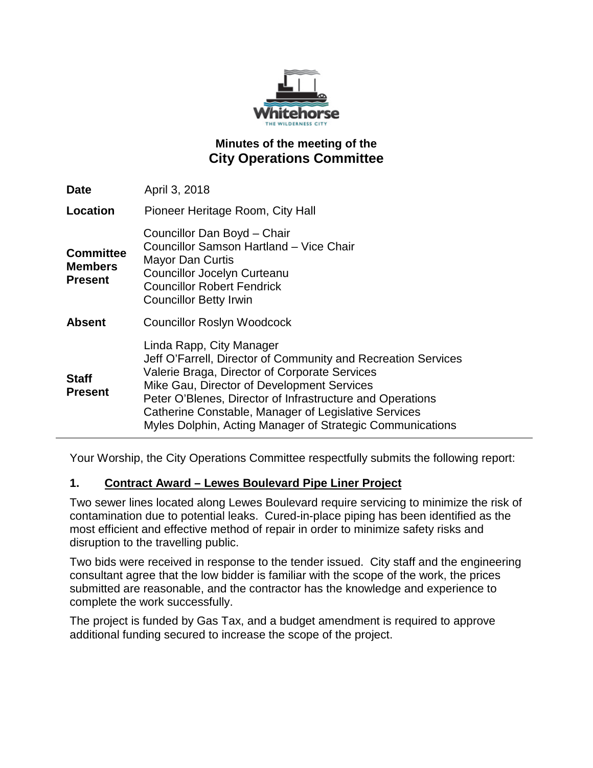# Minutes of the meeting of the
## City Operations Committee

| | |
|---|---|
| **Date** | April 3, 2018 |
| **Location** | Pioneer Heritage Room, City Hall |
| **Committee Members Present** | Councillor Dan Boyd – Chair<br>Councillor Samson Hartland – Vice Chair<br>Mayor Dan Curtis<br>Councillor Jocelyn Curteanu<br>Councillor Robert Fendrick<br>Councillor Betty Irwin |
| **Absent** | Councillor Roslyn Woodcock |
| **Staff Present** | Linda Rapp, City Manager<br>Jeff O'Farrell, Director of Community and Recreation Services<br>Valerie Braga, Director of Corporate Services<br>Mike Gau, Director of Development Services<br>Peter O'Blenes, Director of Infrastructure and Operations<br>Catherine Constable, Manager of Legislative Services<br>Myles Dolphin, Acting Manager of Strategic Communications |

Your Worship, the City Operations Committee respectfully submits the following report:

### 1. Contract Award – Lewes Boulevard Pipe Liner Project

Two sewer lines located along Lewes Boulevard require servicing to minimize the risk of contamination due to potential leaks. Cured-in-place piping has been identified as the most efficient and effective method of repair in order to minimize safety risks and disruption to the travelling public.

Two bids were received in response to the tender issued. City staff and the engineering consultant agree that the low bidder is familiar with the scope of the work, the prices submitted are reasonable, and the contractor has the knowledge and experience to complete the work successfully.

The project is funded by Gas Tax, and a budget amendment is required to approve additional funding secured to increase the scope of the project.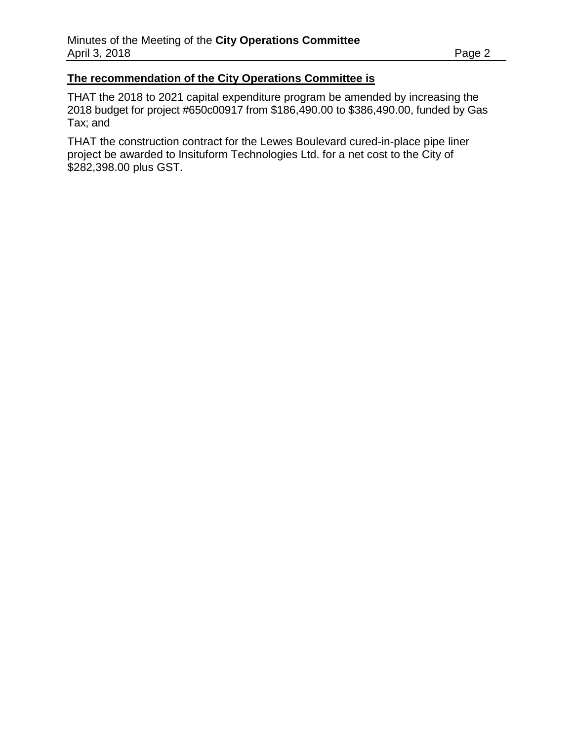**The recommendation of the City Operations Committee is**

THAT the 2018 to 2021 capital expenditure program be amended by increasing the 2018 budget for project #650c00917 from $186,490.00 to $386,490.00, funded by Gas Tax; and

THAT the construction contract for the Lewes Boulevard cured-in-place pipe liner project be awarded to Insituform Technologies Ltd. for a net cost to the City of $282,398.00 plus GST.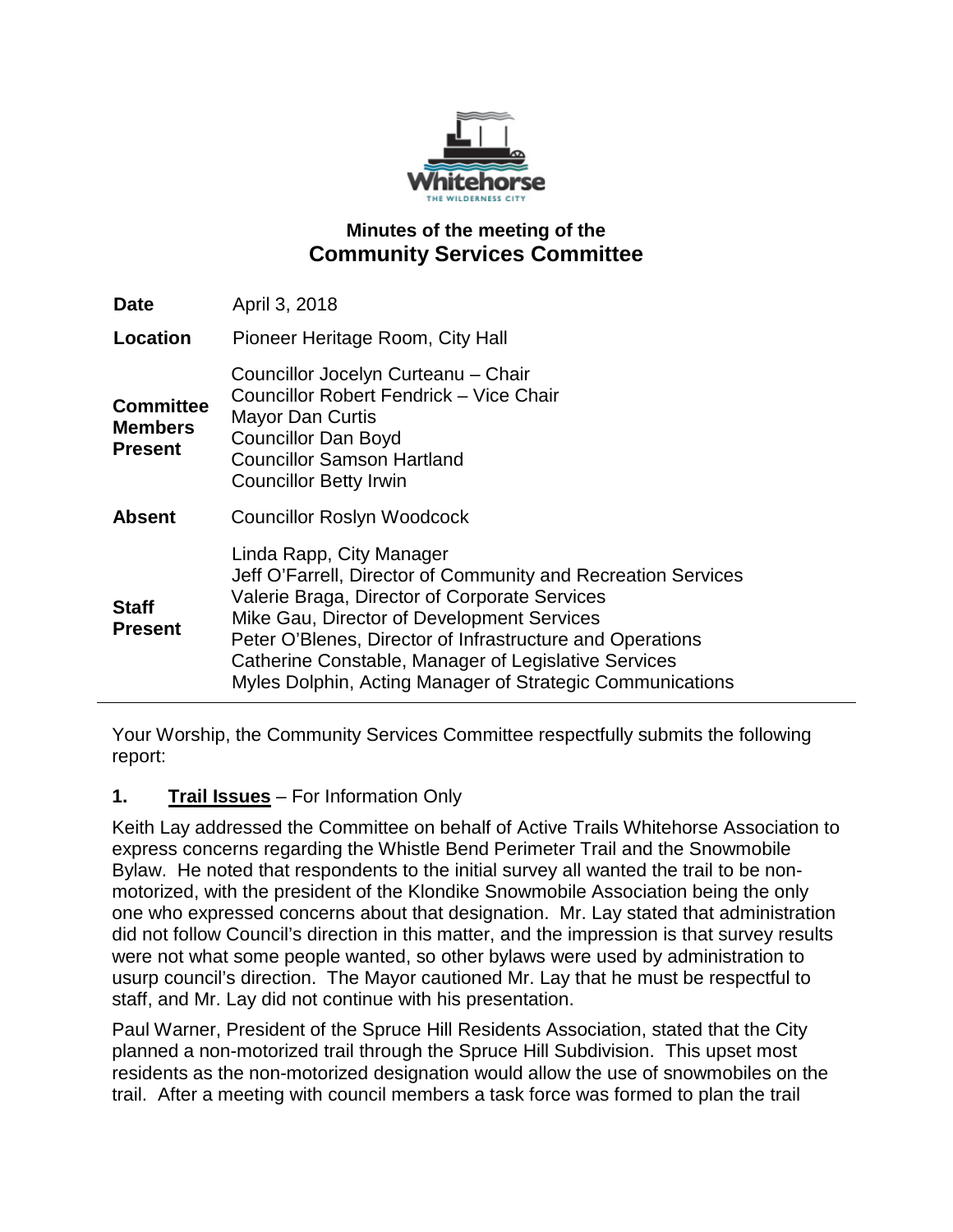## Minutes of the meeting of the
# Community Services Committee

| | |
|---|---|
| **Date** | April 3, 2018 |
| **Location** | Pioneer Heritage Room, City Hall |
| **Committee Members Present** | Councillor Jocelyn Curteanu – Chair<br>Councillor Robert Fendrick – Vice Chair<br>Mayor Dan Curtis<br>Councillor Dan Boyd<br>Councillor Samson Hartland<br>Councillor Betty Irwin |
| **Absent** | Councillor Roslyn Woodcock |
| **Staff Present** | Linda Rapp, City Manager<br>Jeff O'Farrell, Director of Community and Recreation Services<br>Valerie Braga, Director of Corporate Services<br>Mike Gau, Director of Development Services<br>Peter O'Blenes, Director of Infrastructure and Operations<br>Catherine Constable, Manager of Legislative Services<br>Myles Dolphin, Acting Manager of Strategic Communications |

Your Worship, the Community Services Committee respectfully submits the following report:

**1. <u>Trail Issues</u>** – For Information Only

Keith Lay addressed the Committee on behalf of Active Trails Whitehorse Association to express concerns regarding the Whistle Bend Perimeter Trail and the Snowmobile Bylaw. He noted that respondents to the initial survey all wanted the trail to be non-motorized, with the president of the Klondike Snowmobile Association being the only one who expressed concerns about that designation. Mr. Lay stated that administration did not follow Council's direction in this matter, and the impression is that survey results were not what some people wanted, so other bylaws were used by administration to usurp council's direction. The Mayor cautioned Mr. Lay that he must be respectful to staff, and Mr. Lay did not continue with his presentation.

Paul Warner, President of the Spruce Hill Residents Association, stated that the City planned a non-motorized trail through the Spruce Hill Subdivision. This upset most residents as the non-motorized designation would allow the use of snowmobiles on the trail. After a meeting with council members a task force was formed to plan the trail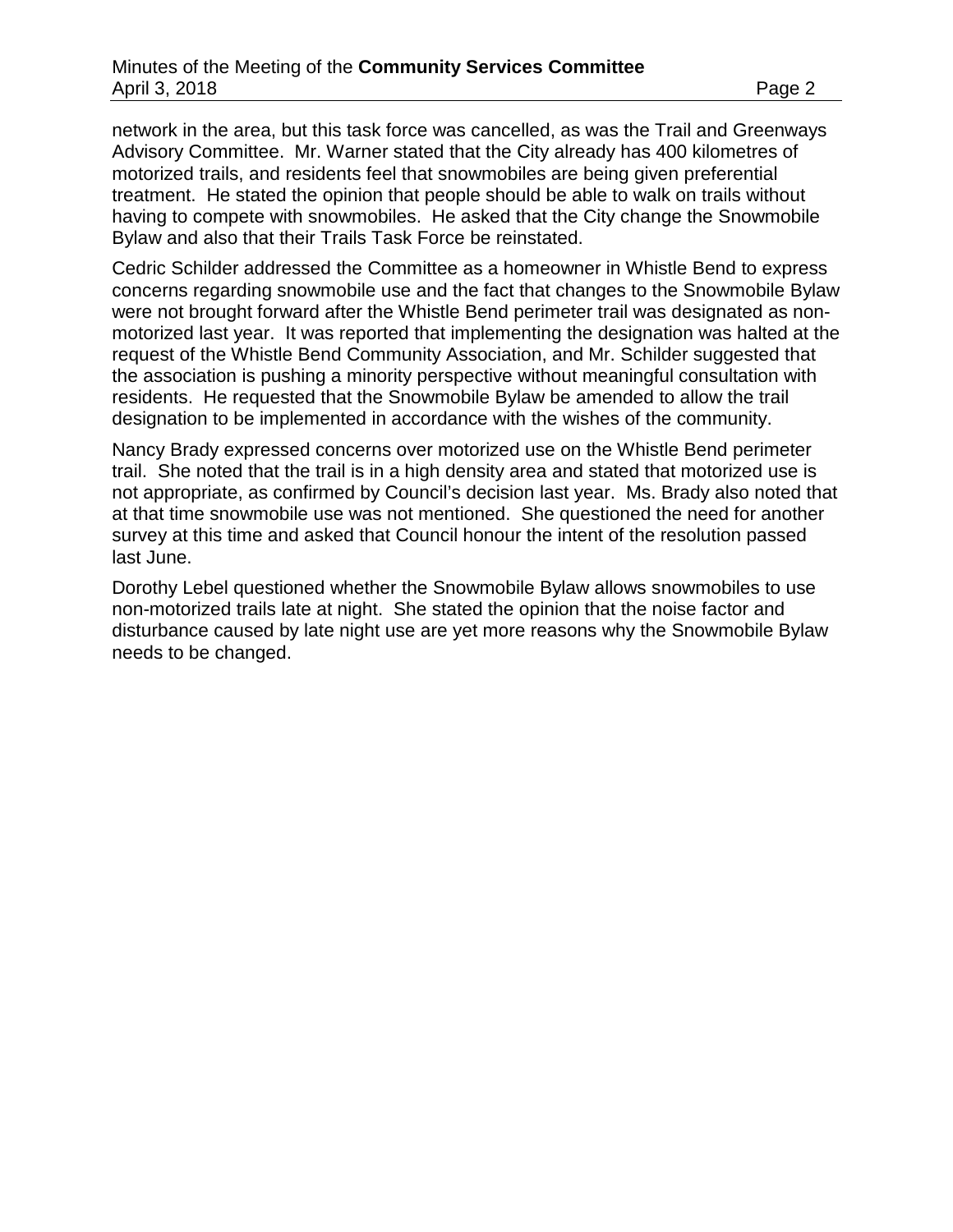network in the area, but this task force was cancelled, as was the Trail and Greenways Advisory Committee. Mr. Warner stated that the City already has 400 kilometres of motorized trails, and residents feel that snowmobiles are being given preferential treatment. He stated the opinion that people should be able to walk on trails without having to compete with snowmobiles. He asked that the City change the Snowmobile Bylaw and also that their Trails Task Force be reinstated.

Cedric Schilder addressed the Committee as a homeowner in Whistle Bend to express concerns regarding snowmobile use and the fact that changes to the Snowmobile Bylaw were not brought forward after the Whistle Bend perimeter trail was designated as non-motorized last year. It was reported that implementing the designation was halted at the request of the Whistle Bend Community Association, and Mr. Schilder suggested that the association is pushing a minority perspective without meaningful consultation with residents. He requested that the Snowmobile Bylaw be amended to allow the trail designation to be implemented in accordance with the wishes of the community.

Nancy Brady expressed concerns over motorized use on the Whistle Bend perimeter trail. She noted that the trail is in a high density area and stated that motorized use is not appropriate, as confirmed by Council's decision last year. Ms. Brady also noted that at that time snowmobile use was not mentioned. She questioned the need for another survey at this time and asked that Council honour the intent of the resolution passed last June.

Dorothy Lebel questioned whether the Snowmobile Bylaw allows snowmobiles to use non-motorized trails late at night. She stated the opinion that the noise factor and disturbance caused by late night use are yet more reasons why the Snowmobile Bylaw needs to be changed.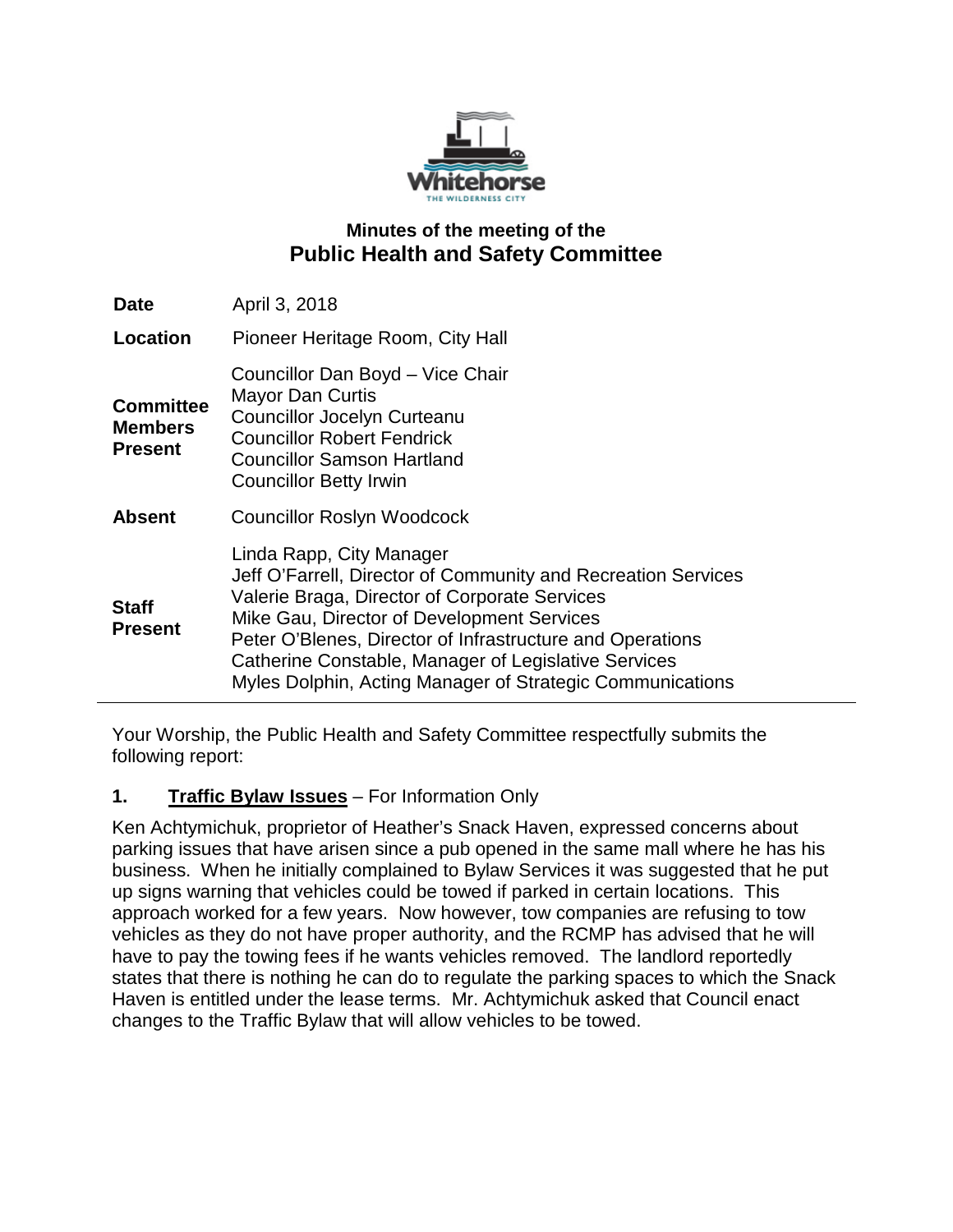# Minutes of the meeting of the
## Public Health and Safety Committee

| | |
|---|---|
| **Date** | April 3, 2018 |
| **Location** | Pioneer Heritage Room, City Hall |
| **Committee Members Present** | Councillor Dan Boyd – Vice Chair<br>Mayor Dan Curtis<br>Councillor Jocelyn Curteanu<br>Councillor Robert Fendrick<br>Councillor Samson Hartland<br>Councillor Betty Irwin |
| **Absent** | Councillor Roslyn Woodcock |
| **Staff Present** | Linda Rapp, City Manager<br>Jeff O'Farrell, Director of Community and Recreation Services<br>Valerie Braga, Director of Corporate Services<br>Mike Gau, Director of Development Services<br>Peter O'Blenes, Director of Infrastructure and Operations<br>Catherine Constable, Manager of Legislative Services<br>Myles Dolphin, Acting Manager of Strategic Communications |

Your Worship, the Public Health and Safety Committee respectfully submits the following report:

**1. Traffic Bylaw Issues** – For Information Only

Ken Achtymichuk, proprietor of Heather's Snack Haven, expressed concerns about parking issues that have arisen since a pub opened in the same mall where he has his business. When he initially complained to Bylaw Services it was suggested that he put up signs warning that vehicles could be towed if parked in certain locations. This approach worked for a few years. Now however, tow companies are refusing to tow vehicles as they do not have proper authority, and the RCMP has advised that he will have to pay the towing fees if he wants vehicles removed. The landlord reportedly states that there is nothing he can do to regulate the parking spaces to which the Snack Haven is entitled under the lease terms. Mr. Achtymichuk asked that Council enact changes to the Traffic Bylaw that will allow vehicles to be towed.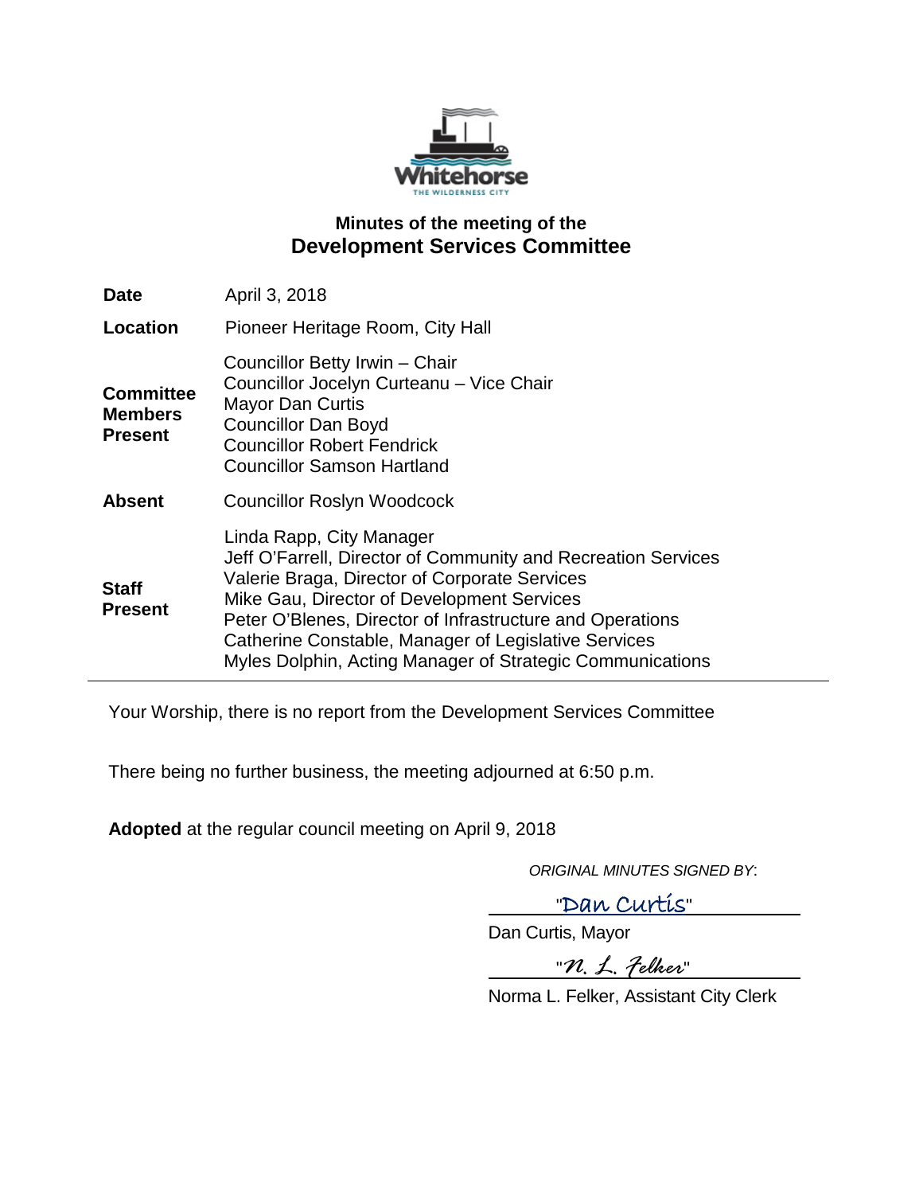## Minutes of the meeting of the

# Development Services Committee

| | |
|---|---|
| **Date** | April 3, 2018 |
| **Location** | Pioneer Heritage Room, City Hall |
| **Committee Members Present** | Councillor Betty Irwin – Chair<br>Councillor Jocelyn Curteanu – Vice Chair<br>Mayor Dan Curtis<br>Councillor Dan Boyd<br>Councillor Robert Fendrick<br>Councillor Samson Hartland |
| **Absent** | Councillor Roslyn Woodcock |
| **Staff Present** | Linda Rapp, City Manager<br>Jeff O'Farrell, Director of Community and Recreation Services<br>Valerie Braga, Director of Corporate Services<br>Mike Gau, Director of Development Services<br>Peter O'Blenes, Director of Infrastructure and Operations<br>Catherine Constable, Manager of Legislative Services<br>Myles Dolphin, Acting Manager of Strategic Communications |

Your Worship, there is no report from the Development Services Committee

There being no further business, the meeting adjourned at 6:50 p.m.

**Adopted** at the regular council meeting on April 9, 2018

*ORIGINAL MINUTES SIGNED BY*:

"Dan Curtis"

Dan Curtis, Mayor

"N. L. Felker"

Norma L. Felker, Assistant City Clerk